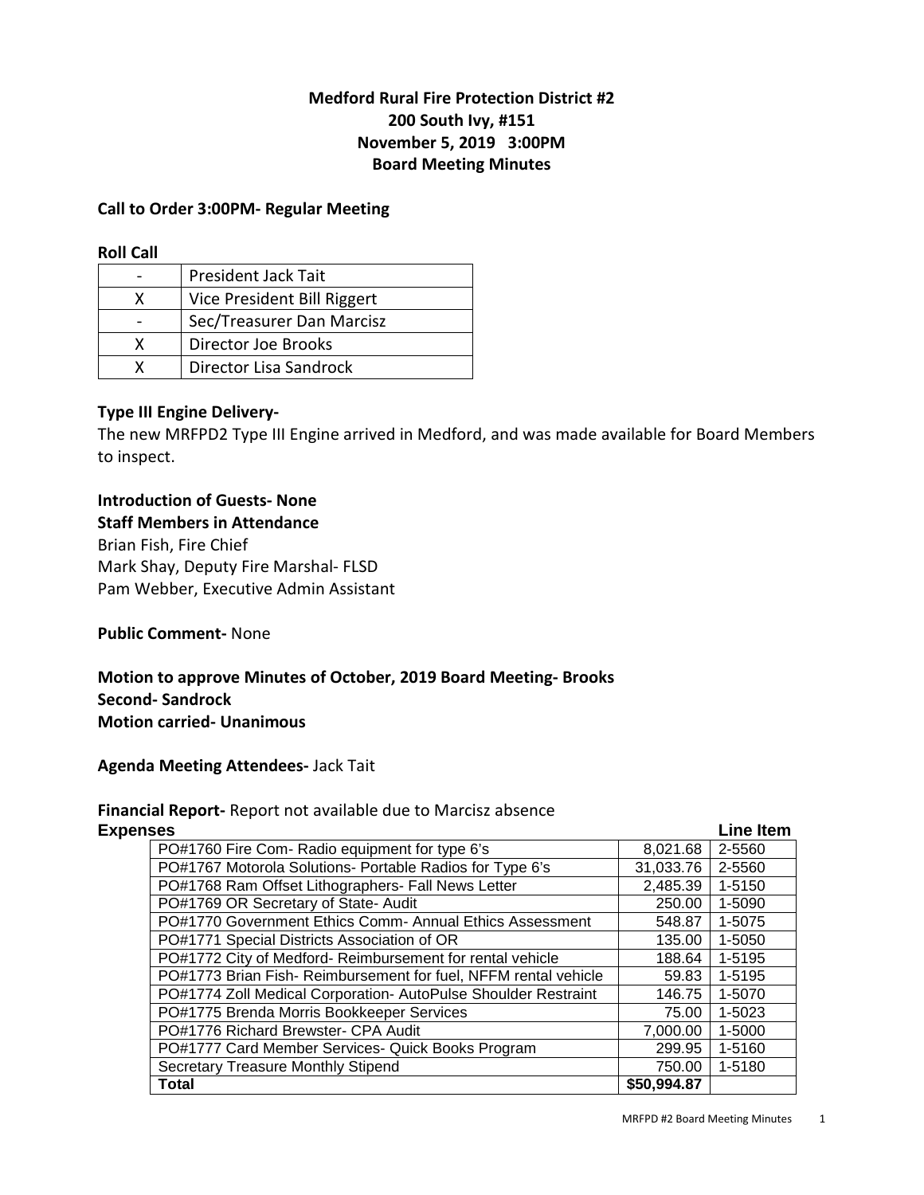**Medford Rural Fire Protection District #2**
**200 South Ivy, #151**
**November 5, 2019 3:00PM**
**Board Meeting Minutes**

**Call to Order 3:00PM- Regular Meeting**

**Roll Call**

| | |
|---|---|
| - | President Jack Tait |
| X | Vice President Bill Riggert |
| - | Sec/Treasurer Dan Marcisz |
| X | Director Joe Brooks |
| X | Director Lisa Sandrock |

**Type III Engine Delivery-**
The new MRFPD2 Type III Engine arrived in Medford, and was made available for Board Members to inspect.

**Introduction of Guests- None**
**Staff Members in Attendance**
Brian Fish, Fire Chief
Mark Shay, Deputy Fire Marshal- FLSD
Pam Webber, Executive Admin Assistant

**Public Comment-** None

**Motion to approve Minutes of October, 2019 Board Meeting- Brooks**
**Second- Sandrock**
**Motion carried- Unanimous**

**Agenda Meeting Attendees-** Jack Tait

**Financial Report-** Report not available due to Marcisz absence

**Expenses**

| | | Line Item |
|---|---|---|
| PO#1760 Fire Com- Radio equipment for type 6's | 8,021.68 | 2-5560 |
| PO#1767 Motorola Solutions- Portable Radios for Type 6's | 31,033.76 | 2-5560 |
| PO#1768 Ram Offset Lithographers- Fall News Letter | 2,485.39 | 1-5150 |
| PO#1769 OR Secretary of State- Audit | 250.00 | 1-5090 |
| PO#1770 Government Ethics Comm- Annual Ethics Assessment | 548.87 | 1-5075 |
| PO#1771 Special Districts Association of OR | 135.00 | 1-5050 |
| PO#1772 City of Medford- Reimbursement for rental vehicle | 188.64 | 1-5195 |
| PO#1773 Brian Fish- Reimbursement for fuel, NFFM rental vehicle | 59.83 | 1-5195 |
| PO#1774 Zoll Medical Corporation- AutoPulse Shoulder Restraint | 146.75 | 1-5070 |
| PO#1775 Brenda Morris Bookkeeper Services | 75.00 | 1-5023 |
| PO#1776 Richard Brewster- CPA Audit | 7,000.00 | 1-5000 |
| PO#1777 Card Member Services- Quick Books Program | 299.95 | 1-5160 |
| Secretary Treasure Monthly Stipend | 750.00 | 1-5180 |
| **Total** | **$50,994.87** | |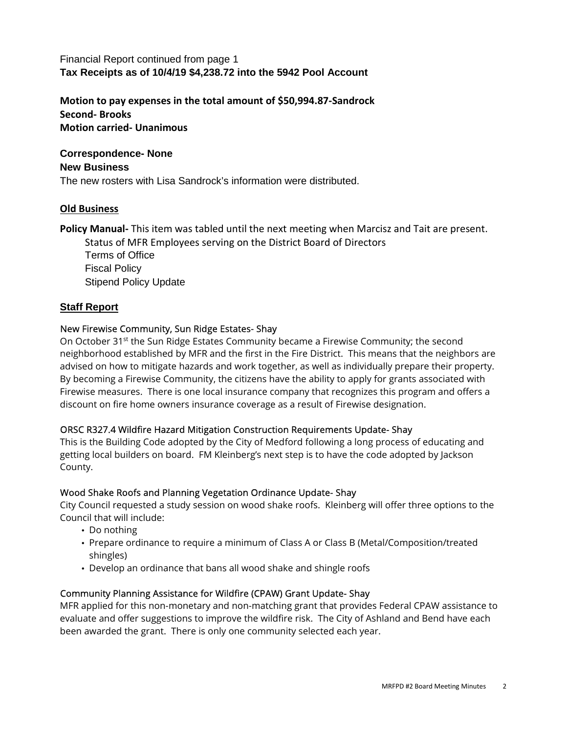Financial Report continued from page 1
**Tax Receipts as of 10/4/19 $4,238.72 into the 5942 Pool Account**

**Motion to pay expenses in the total amount of $50,994.87-Sandrock**
**Second- Brooks**
**Motion carried- Unanimous**

**Correspondence- None**
**New Business**
The new rosters with Lisa Sandrock's information were distributed.

## Old Business

**Policy Manual-** This item was tabled until the next meeting when Marcisz and Tait are present.

- Status of MFR Employees serving on the District Board of Directors
- Terms of Office
- Fiscal Policy
- Stipend Policy Update

## Staff Report

### New Firewise Community, Sun Ridge Estates- Shay

On October 31st the Sun Ridge Estates Community became a Firewise Community; the second neighborhood established by MFR and the first in the Fire District. This means that the neighbors are advised on how to mitigate hazards and work together, as well as individually prepare their property. By becoming a Firewise Community, the citizens have the ability to apply for grants associated with Firewise measures. There is one local insurance company that recognizes this program and offers a discount on fire home owners insurance coverage as a result of Firewise designation.

### ORSC R327.4 Wildfire Hazard Mitigation Construction Requirements Update- Shay

This is the Building Code adopted by the City of Medford following a long process of educating and getting local builders on board. FM Kleinberg's next step is to have the code adopted by Jackson County.

### Wood Shake Roofs and Planning Vegetation Ordinance Update- Shay

City Council requested a study session on wood shake roofs. Kleinberg will offer three options to the Council that will include:

- Do nothing
- Prepare ordinance to require a minimum of Class A or Class B (Metal/Composition/treated shingles)
- Develop an ordinance that bans all wood shake and shingle roofs

### Community Planning Assistance for Wildfire (CPAW) Grant Update- Shay

MFR applied for this non-monetary and non-matching grant that provides Federal CPAW assistance to evaluate and offer suggestions to improve the wildfire risk. The City of Ashland and Bend have each been awarded the grant. There is only one community selected each year.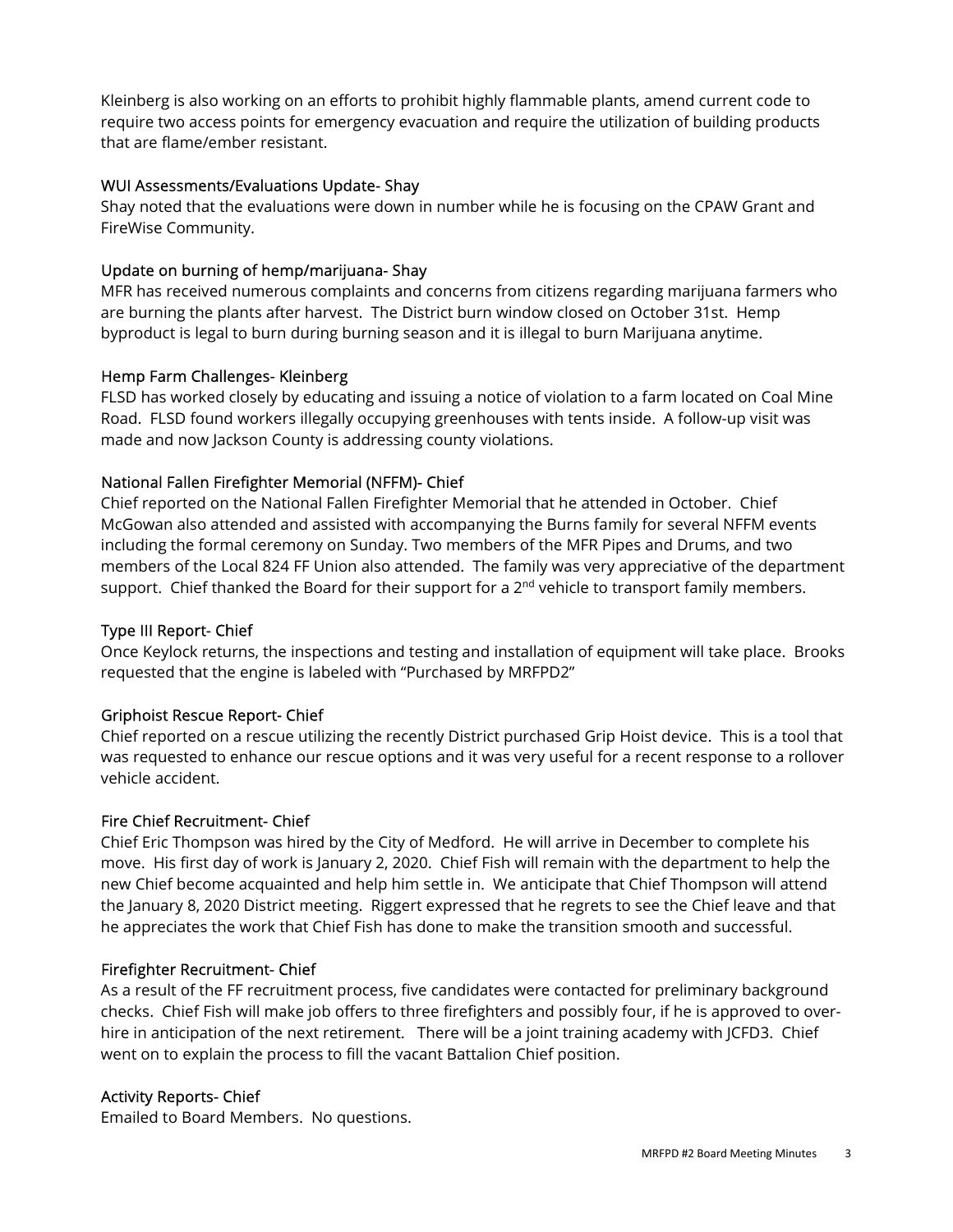Kleinberg is also working on an efforts to prohibit highly flammable plants, amend current code to require two access points for emergency evacuation and require the utilization of building products that are flame/ember resistant.

### WUI Assessments/Evaluations Update- Shay

Shay noted that the evaluations were down in number while he is focusing on the CPAW Grant and FireWise Community.

### Update on burning of hemp/marijuana- Shay

MFR has received numerous complaints and concerns from citizens regarding marijuana farmers who are burning the plants after harvest. The District burn window closed on October 31st. Hemp byproduct is legal to burn during burning season and it is illegal to burn Marijuana anytime.

### Hemp Farm Challenges- Kleinberg

FLSD has worked closely by educating and issuing a notice of violation to a farm located on Coal Mine Road. FLSD found workers illegally occupying greenhouses with tents inside. A follow-up visit was made and now Jackson County is addressing county violations.

### National Fallen Firefighter Memorial (NFFM)- Chief

Chief reported on the National Fallen Firefighter Memorial that he attended in October. Chief McGowan also attended and assisted with accompanying the Burns family for several NFFM events including the formal ceremony on Sunday. Two members of the MFR Pipes and Drums, and two members of the Local 824 FF Union also attended. The family was very appreciative of the department support. Chief thanked the Board for their support for a 2nd vehicle to transport family members.

### Type III Report- Chief

Once Keylock returns, the inspections and testing and installation of equipment will take place. Brooks requested that the engine is labeled with "Purchased by MRFPD2"

### Griphoist Rescue Report- Chief

Chief reported on a rescue utilizing the recently District purchased Grip Hoist device. This is a tool that was requested to enhance our rescue options and it was very useful for a recent response to a rollover vehicle accident.

### Fire Chief Recruitment- Chief

Chief Eric Thompson was hired by the City of Medford. He will arrive in December to complete his move. His first day of work is January 2, 2020. Chief Fish will remain with the department to help the new Chief become acquainted and help him settle in. We anticipate that Chief Thompson will attend the January 8, 2020 District meeting. Riggert expressed that he regrets to see the Chief leave and that he appreciates the work that Chief Fish has done to make the transition smooth and successful.

### Firefighter Recruitment- Chief

As a result of the FF recruitment process, five candidates were contacted for preliminary background checks. Chief Fish will make job offers to three firefighters and possibly four, if he is approved to over-hire in anticipation of the next retirement. There will be a joint training academy with JCFD3. Chief went on to explain the process to fill the vacant Battalion Chief position.

### Activity Reports- Chief

Emailed to Board Members. No questions.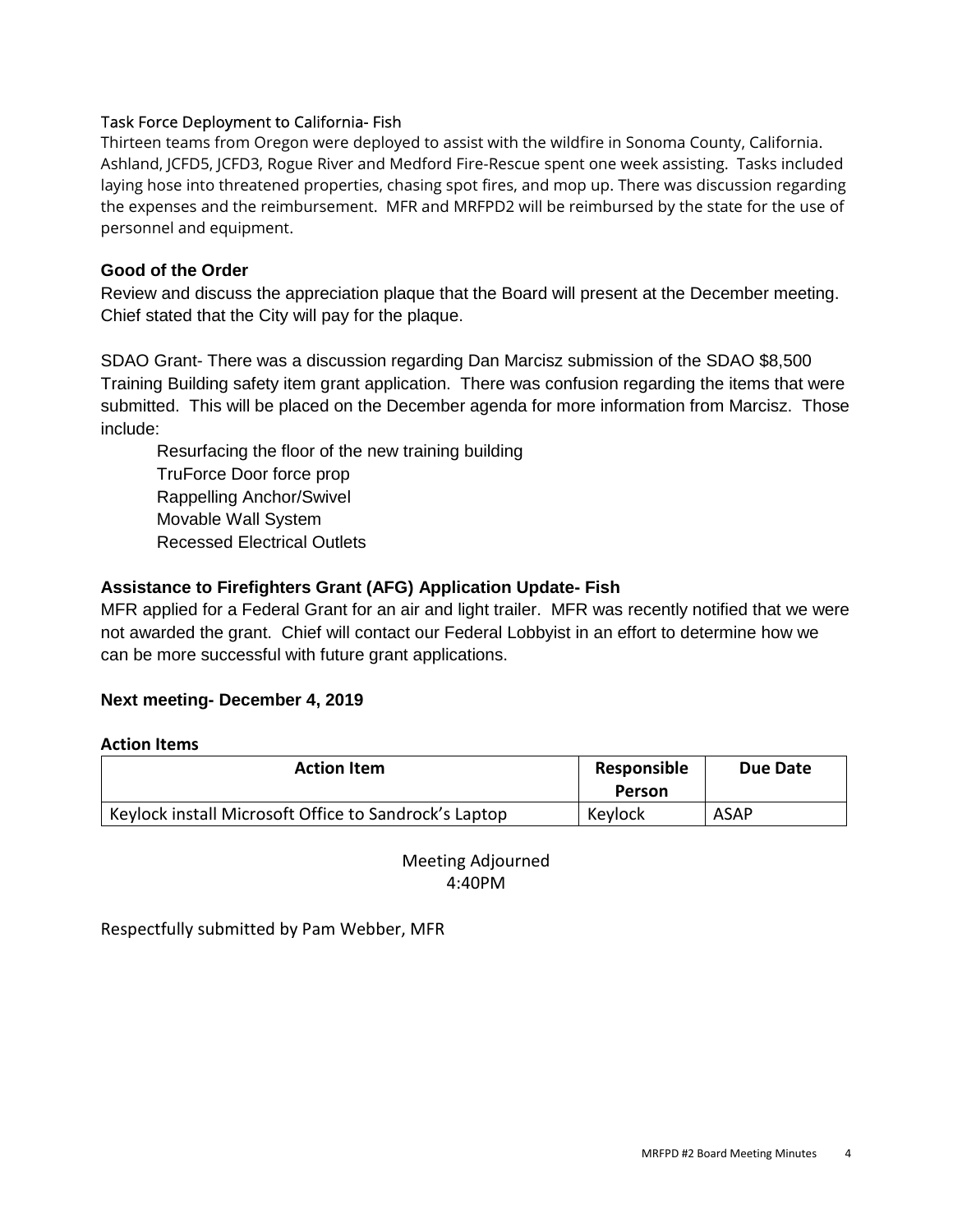### Task Force Deployment to California- Fish

Thirteen teams from Oregon were deployed to assist with the wildfire in Sonoma County, California. Ashland, JCFD5, JCFD3, Rogue River and Medford Fire-Rescue spent one week assisting. Tasks included laying hose into threatened properties, chasing spot fires, and mop up. There was discussion regarding the expenses and the reimbursement. MFR and MRFPD2 will be reimbursed by the state for the use of personnel and equipment.

### Good of the Order

Review and discuss the appreciation plaque that the Board will present at the December meeting. Chief stated that the City will pay for the plaque.

SDAO Grant- There was a discussion regarding Dan Marcisz submission of the SDAO $8,500 Training Building safety item grant application. There was confusion regarding the items that were submitted. This will be placed on the December agenda for more information from Marcisz. Those include:

- Resurfacing the floor of the new training building
- TruForce Door force prop
- Rappelling Anchor/Swivel
- Movable Wall System
- Recessed Electrical Outlets

### Assistance to Firefighters Grant (AFG) Application Update- Fish

MFR applied for a Federal Grant for an air and light trailer. MFR was recently notified that we were not awarded the grant. Chief will contact our Federal Lobbyist in an effort to determine how we can be more successful with future grant applications.

### Next meeting- December 4, 2019

### Action Items

| Action Item | Responsible Person | Due Date |
|---|---|---|
| Keylock install Microsoft Office to Sandrock's Laptop | Keylock | ASAP |

Meeting Adjourned
4:40PM

Respectfully submitted by Pam Webber, MFR